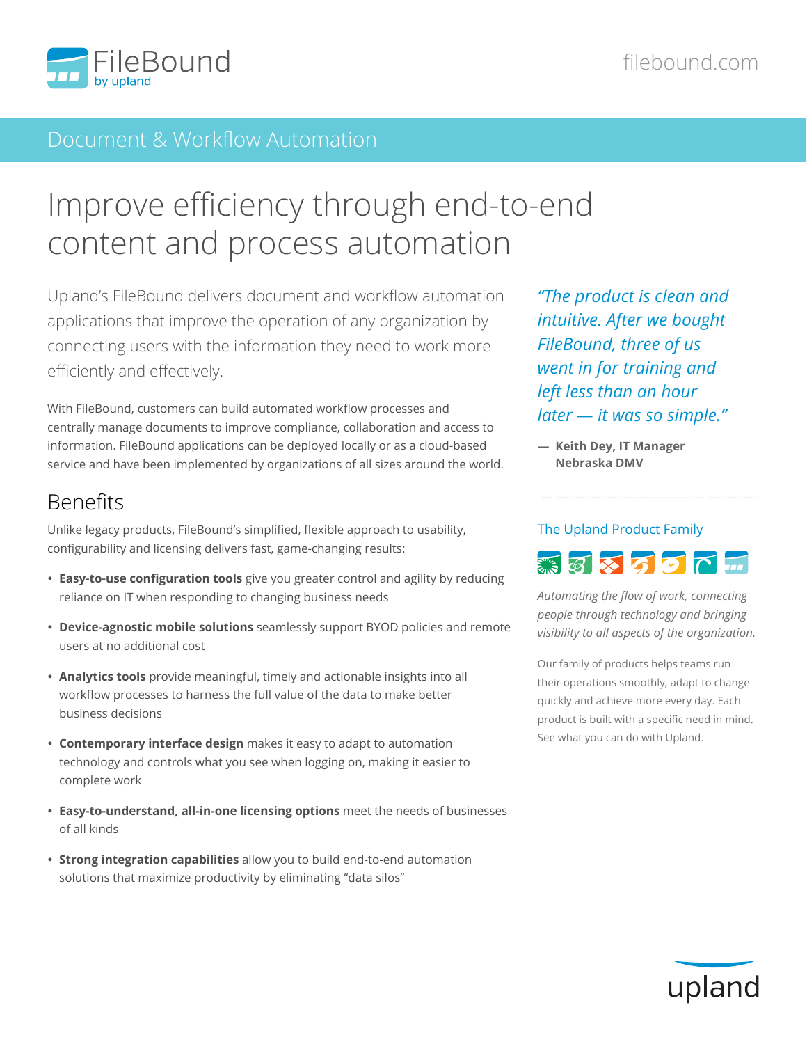FileBound
by upland

filebound.com

## Document & Workflow Automation

# Improve efficiency through end-to-end content and process automation

Upland's FileBound delivers document and workflow automation applications that improve the operation of any organization by connecting users with the information they need to work more efficiently and effectively.

With FileBound, customers can build automated workflow processes and centrally manage documents to improve compliance, collaboration and access to information. FileBound applications can be deployed locally or as a cloud-based service and have been implemented by organizations of all sizes around the world.

## Benefits

Unlike legacy products, FileBound's simplified, flexible approach to usability, configurability and licensing delivers fast, game-changing results:

- **Easy-to-use configuration tools** give you greater control and agility by reducing reliance on IT when responding to changing business needs
- **Device-agnostic mobile solutions** seamlessly support BYOD policies and remote users at no additional cost
- **Analytics tools** provide meaningful, timely and actionable insights into all workflow processes to harness the full value of the data to make better business decisions
- **Contemporary interface design** makes it easy to adapt to automation technology and controls what you see when logging on, making it easier to complete work
- **Easy-to-understand, all-in-one licensing options** meet the needs of businesses of all kinds
- **Strong integration capabilities** allow you to build end-to-end automation solutions that maximize productivity by eliminating "data silos"

*"The product is clean and intuitive. After we bought FileBound, three of us went in for training and left less than an hour later — it was so simple."*

— **Keith Dey, IT Manager**
**Nebraska DMV**

### The Upland Product Family

*Automating the flow of work, connecting people through technology and bringing visibility to all aspects of the organization.*

Our family of products helps teams run their operations smoothly, adapt to change quickly and achieve more every day. Each product is built with a specific need in mind. See what you can do with Upland.

upland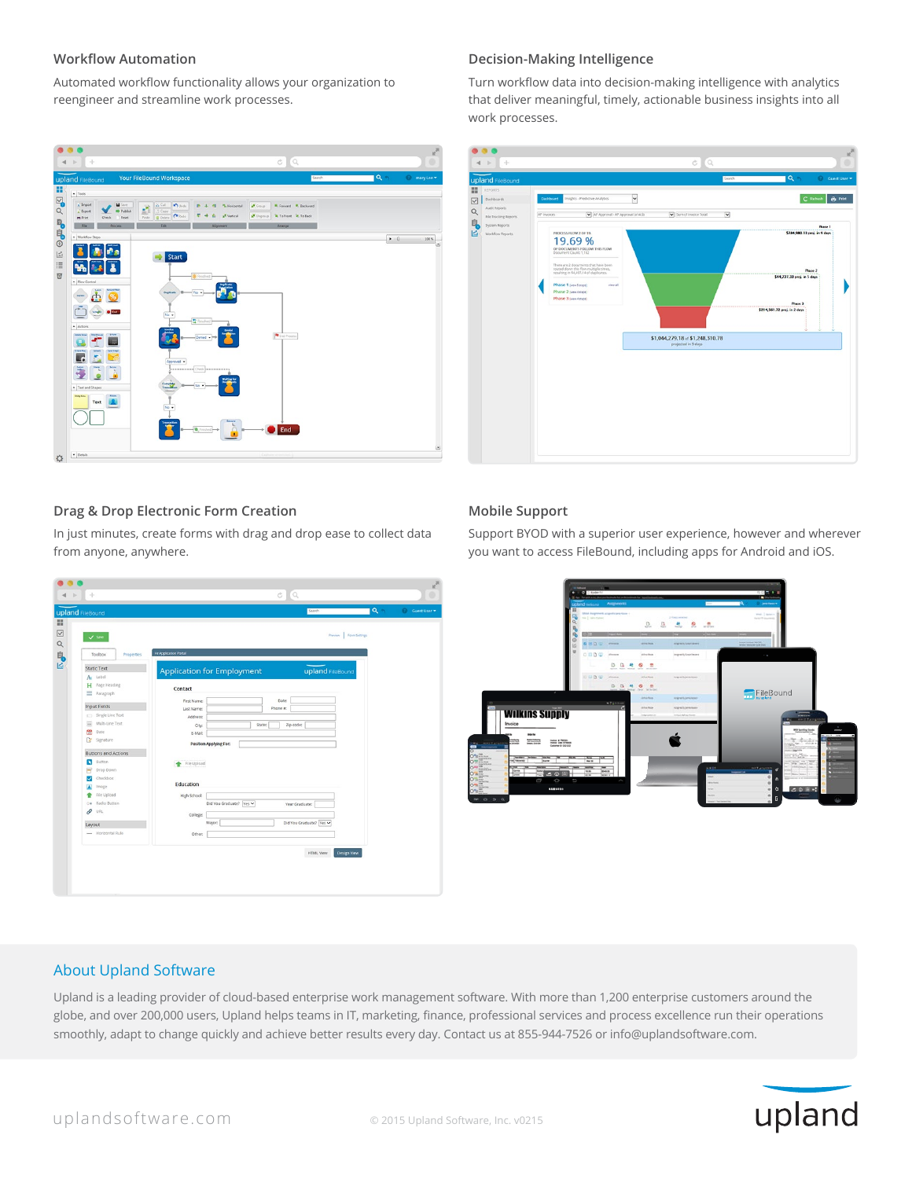## Workflow Automation

Automated workflow functionality allows your organization to reengineer and streamline work processes.

## Decision-Making Intelligence

Turn workflow data into decision-making intelligence with analytics that deliver meaningful, timely, actionable business insights into all work processes.

## Drag & Drop Electronic Form Creation

In just minutes, create forms with drag and drop ease to collect data from anyone, anywhere.

## Mobile Support

Support BYOD with a superior user experience, however and wherever you want to access FileBound, including apps for Android and iOS.

## About Upland Software

Upland is a leading provider of cloud-based enterprise work management software. With more than 1,200 enterprise customers around the globe, and over 200,000 users, Upland helps teams in IT, marketing, finance, professional services and process excellence run their operations smoothly, adapt to change quickly and achieve better results every day. Contact us at 855-944-7526 or info@uplandsoftware.com.

uplandsoftware.com

© 2015 Upland Software, Inc. v0215

upland